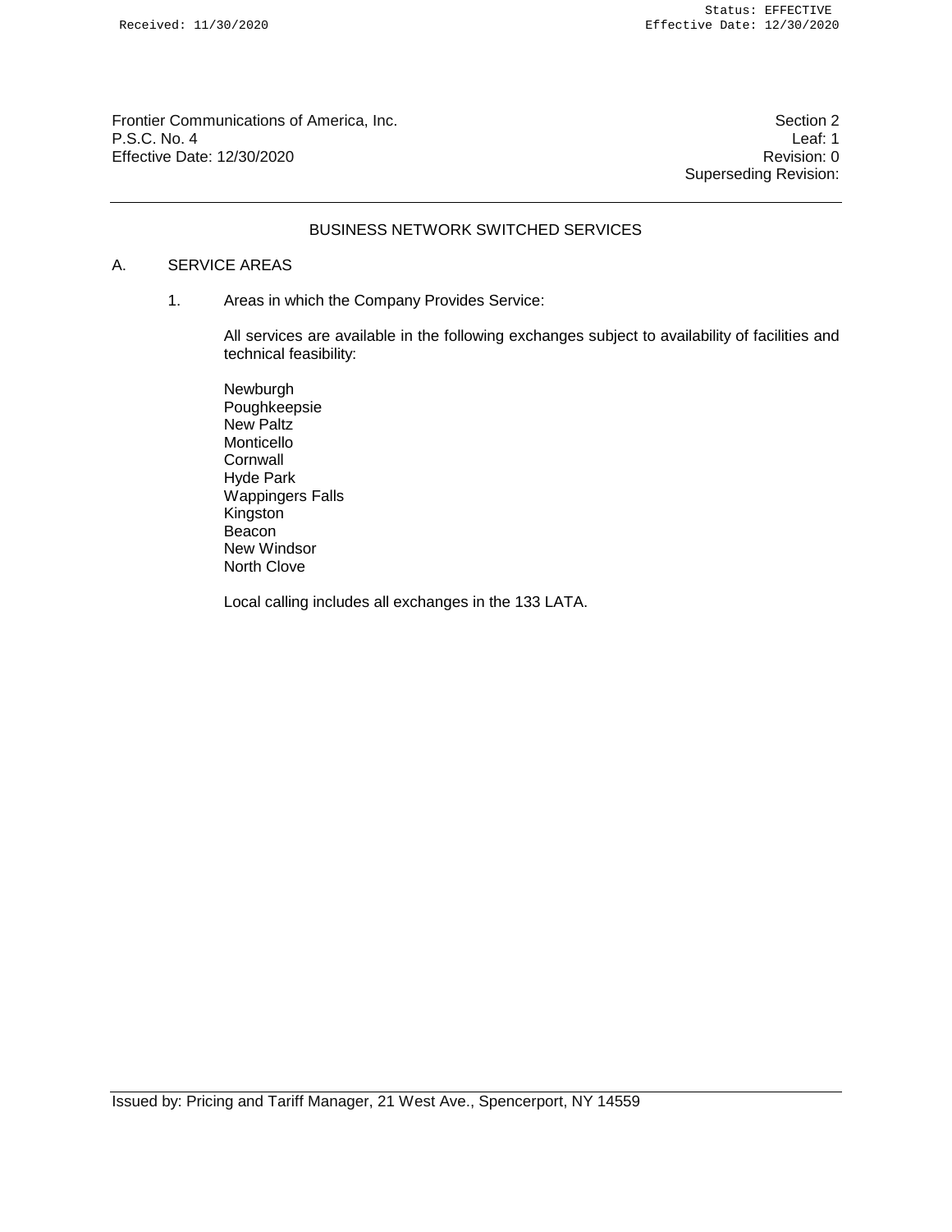Frontier Communications of America, Inc.
P.S.C. No. 4
Effective Date: 12/30/2020

Section 2
Leaf: 1
Revision: 0
Superseding Revision:

# BUSINESS NETWORK SWITCHED SERVICES

## A. SERVICE AREAS

1. Areas in which the Company Provides Service:

   All services are available in the following exchanges subject to availability of facilities and technical feasibility:

   Newburgh
   Poughkeepsie
   New Paltz
   Monticello
   Cornwall
   Hyde Park
   Wappingers Falls
   Kingston
   Beacon
   New Windsor
   North Clove

   Local calling includes all exchanges in the 133 LATA.

Issued by: Pricing and Tariff Manager, 21 West Ave., Spencerport, NY 14559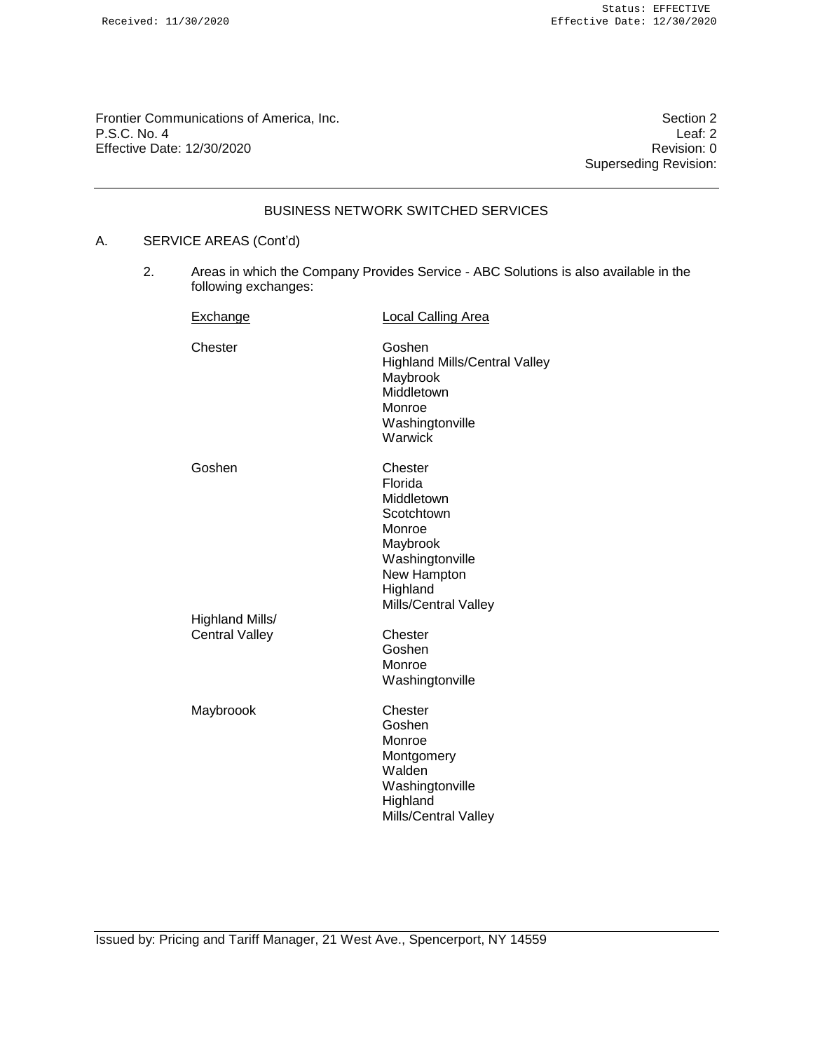Frontier Communications of America, Inc.
P.S.C. No. 4
Effective Date: 12/30/2020

Section 2
Leaf: 2
Revision: 0
Superseding Revision:

BUSINESS NETWORK SWITCHED SERVICES

A. SERVICE AREAS (Cont'd)

2. Areas in which the Company Provides Service - ABC Solutions is also available in the following exchanges:

| Exchange | Local Calling Area |
|---|---|
| Chester | Goshen<br>Highland Mills/Central Valley<br>Maybrook<br>Middletown<br>Monroe<br>Washingtonville<br>Warwick |
| Goshen | Chester<br>Florida<br>Middletown<br>Scotchtown<br>Monroe<br>Maybrook<br>Washingtonville<br>New Hampton<br>Highland Mills/Central Valley |
| Highland Mills/ Central Valley | Chester<br>Goshen<br>Monroe<br>Washingtonville |
| Maybroook | Chester<br>Goshen<br>Monroe<br>Montgomery<br>Walden<br>Washingtonville<br>Highland Mills/Central Valley |

Issued by: Pricing and Tariff Manager, 21 West Ave., Spencerport, NY 14559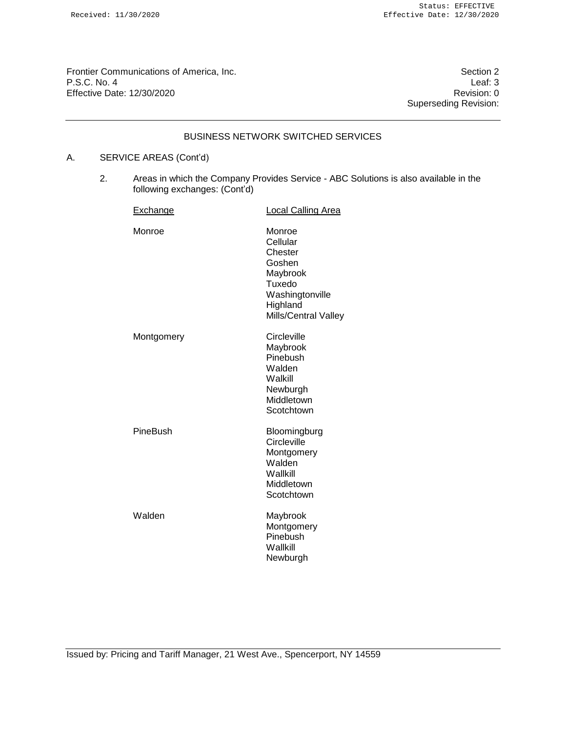Frontier Communications of America, Inc.
P.S.C. No. 4
Effective Date: 12/30/2020

Section 2
Leaf: 3
Revision: 0
Superseding Revision:

## BUSINESS NETWORK SWITCHED SERVICES

A. SERVICE AREAS (Cont'd)

2. Areas in which the Company Provides Service - ABC Solutions is also available in the following exchanges: (Cont'd)

| Exchange | Local Calling Area |
|---|---|
| Monroe | Monroe<br>Cellular<br>Chester<br>Goshen<br>Maybrook<br>Tuxedo<br>Washingtonville<br>Highland<br>Mills/Central Valley |
| Montgomery | Circleville<br>Maybrook<br>Pinebush<br>Walden<br>Walkill<br>Newburgh<br>Middletown<br>Scotchtown |
| PineBush | Bloomingburg<br>Circleville<br>Montgomery<br>Walden<br>Wallkill<br>Middletown<br>Scotchtown |
| Walden | Maybrook<br>Montgomery<br>Pinebush<br>Wallkill<br>Newburgh |

Issued by: Pricing and Tariff Manager, 21 West Ave., Spencerport, NY 14559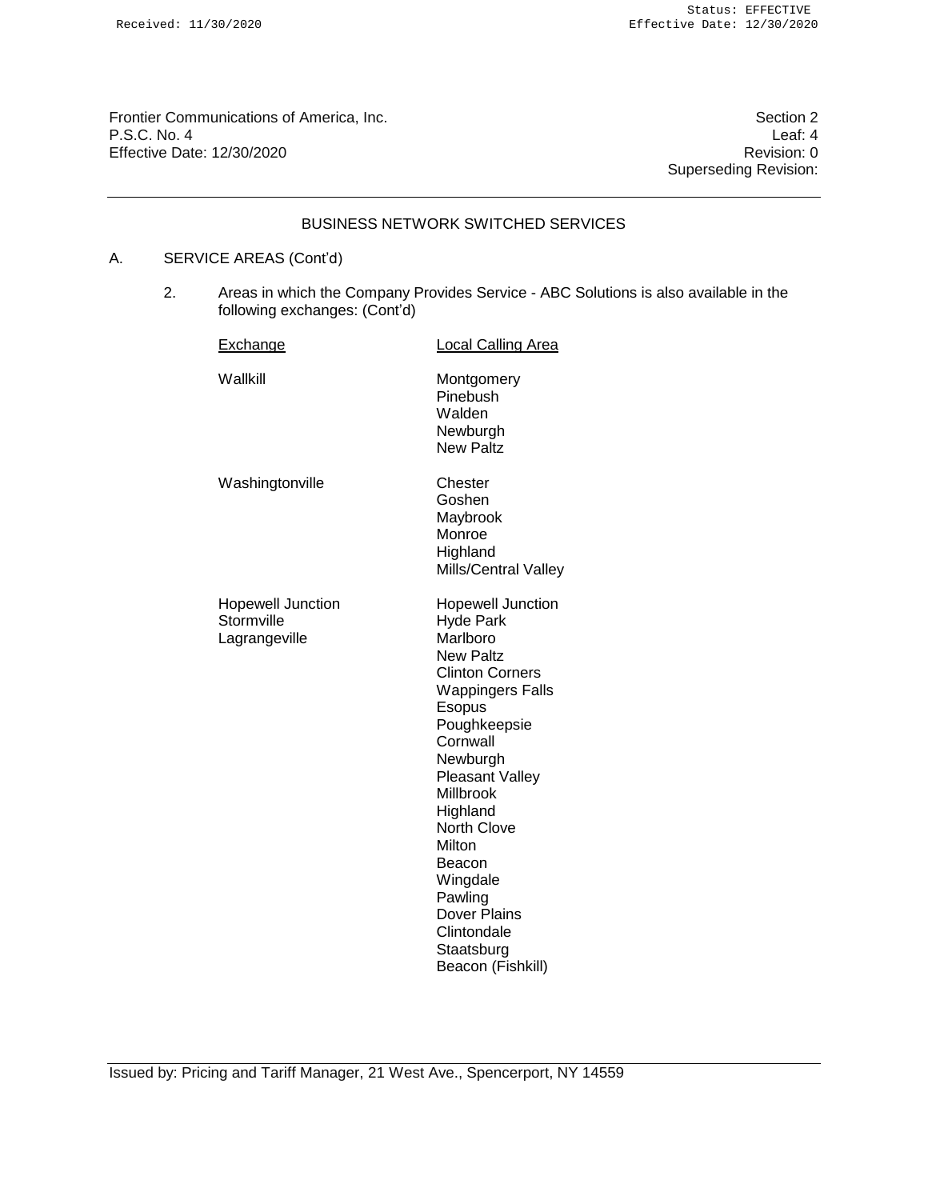Frontier Communications of America, Inc.
P.S.C. No. 4
Effective Date: 12/30/2020

Section 2
Leaf: 4
Revision: 0
Superseding Revision:

BUSINESS NETWORK SWITCHED SERVICES

A. SERVICE AREAS (Cont'd)

2. Areas in which the Company Provides Service - ABC Solutions is also available in the following exchanges: (Cont'd)

| Exchange | Local Calling Area |
|---|---|
| Wallkill | Montgomery<br>Pinebush<br>Walden<br>Newburgh<br>New Paltz |
| Washingtonville | Chester<br>Goshen<br>Maybrook<br>Monroe<br>Highland<br>Mills/Central Valley |
| Hopewell Junction<br>Stormville<br>Lagrangeville | Hopewell Junction<br>Hyde Park<br>Marlboro<br>New Paltz<br>Clinton Corners<br>Wappingers Falls<br>Esopus<br>Poughkeepsie<br>Cornwall<br>Newburgh<br>Pleasant Valley<br>Millbrook<br>Highland<br>North Clove<br>Milton<br>Beacon<br>Wingdale<br>Pawling<br>Dover Plains<br>Clintondale<br>Staatsburg<br>Beacon (Fishkill) |

Issued by: Pricing and Tariff Manager, 21 West Ave., Spencerport, NY 14559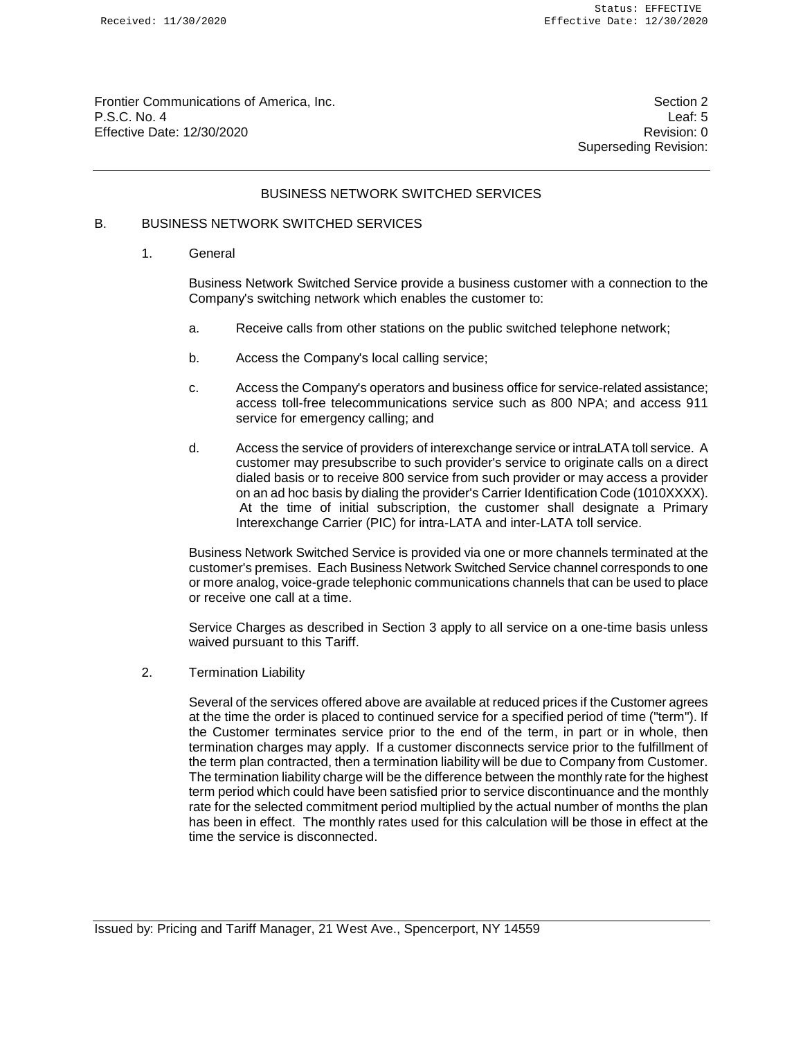Frontier Communications of America, Inc.
P.S.C. No. 4
Effective Date: 12/30/2020

Section 2
Leaf: 5
Revision: 0
Superseding Revision:

## BUSINESS NETWORK SWITCHED SERVICES

### B. BUSINESS NETWORK SWITCHED SERVICES

1. General

   Business Network Switched Service provide a business customer with a connection to the Company's switching network which enables the customer to:

   a. Receive calls from other stations on the public switched telephone network;

   b. Access the Company's local calling service;

   c. Access the Company's operators and business office for service-related assistance; access toll-free telecommunications service such as 800 NPA; and access 911 service for emergency calling; and

   d. Access the service of providers of interexchange service or intraLATA toll service. A customer may presubscribe to such provider's service to originate calls on a direct dialed basis or to receive 800 service from such provider or may access a provider on an ad hoc basis by dialing the provider's Carrier Identification Code (1010XXXX). At the time of initial subscription, the customer shall designate a Primary Interexchange Carrier (PIC) for intra-LATA and inter-LATA toll service.

   Business Network Switched Service is provided via one or more channels terminated at the customer's premises. Each Business Network Switched Service channel corresponds to one or more analog, voice-grade telephonic communications channels that can be used to place or receive one call at a time.

   Service Charges as described in Section 3 apply to all service on a one-time basis unless waived pursuant to this Tariff.

2. Termination Liability

   Several of the services offered above are available at reduced prices if the Customer agrees at the time the order is placed to continued service for a specified period of time ("term"). If the Customer terminates service prior to the end of the term, in part or in whole, then termination charges may apply. If a customer disconnects service prior to the fulfillment of the term plan contracted, then a termination liability will be due to Company from Customer. The termination liability charge will be the difference between the monthly rate for the highest term period which could have been satisfied prior to service discontinuance and the monthly rate for the selected commitment period multiplied by the actual number of months the plan has been in effect. The monthly rates used for this calculation will be those in effect at the time the service is disconnected.

Issued by: Pricing and Tariff Manager, 21 West Ave., Spencerport, NY 14559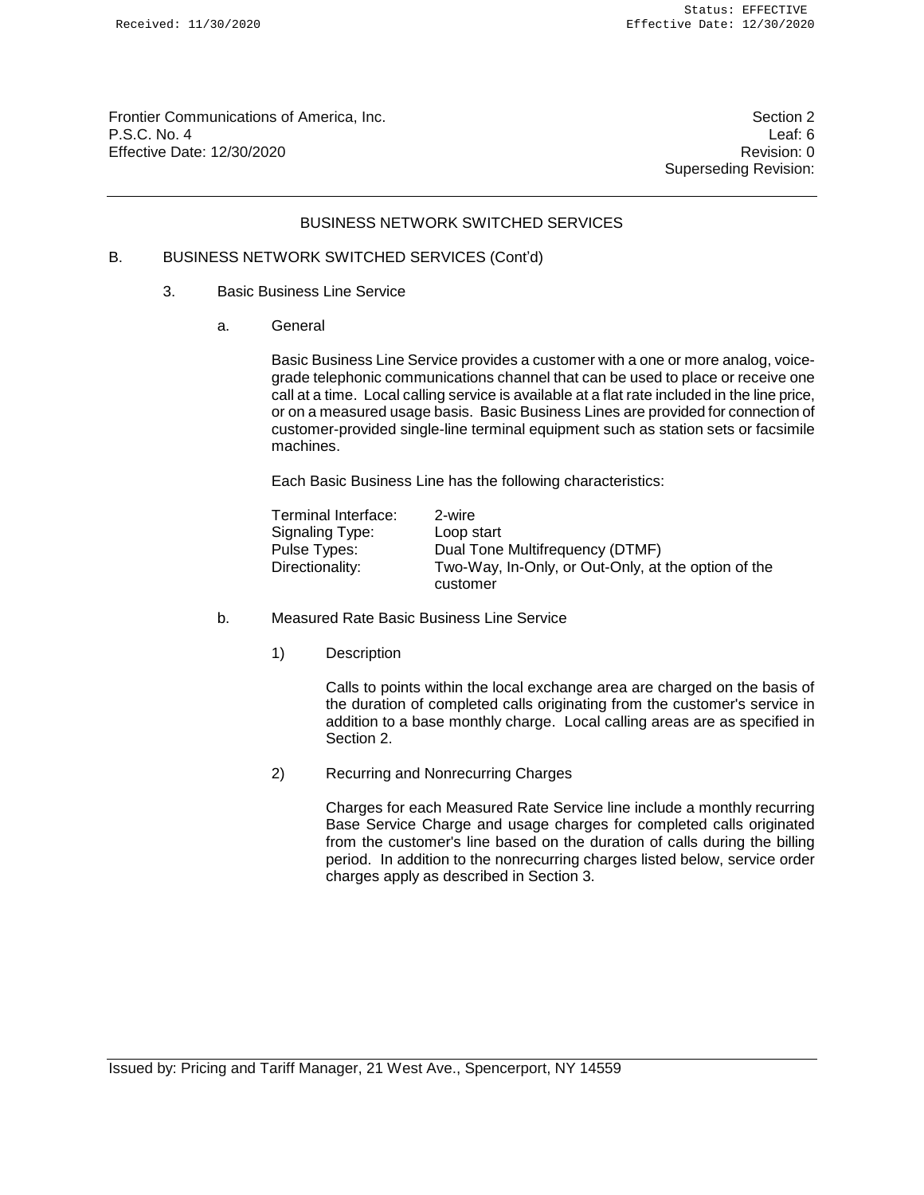## BUSINESS NETWORK SWITCHED SERVICES

B. BUSINESS NETWORK SWITCHED SERVICES (Cont'd)

3. Basic Business Line Service

a. General

Basic Business Line Service provides a customer with a one or more analog, voice-grade telephonic communications channel that can be used to place or receive one call at a time. Local calling service is available at a flat rate included in the line price, or on a measured usage basis. Basic Business Lines are provided for connection of customer-provided single-line terminal equipment such as station sets or facsimile machines.

Each Basic Business Line has the following characteristics:

| | |
|---|---|
| Terminal Interface: | 2-wire |
| Signaling Type: | Loop start |
| Pulse Types: | Dual Tone Multifrequency (DTMF) |
| Directionality: | Two-Way, In-Only, or Out-Only, at the option of the customer |

b. Measured Rate Basic Business Line Service

1) Description

Calls to points within the local exchange area are charged on the basis of the duration of completed calls originating from the customer's service in addition to a base monthly charge. Local calling areas are as specified in Section 2.

2) Recurring and Nonrecurring Charges

Charges for each Measured Rate Service line include a monthly recurring Base Service Charge and usage charges for completed calls originated from the customer's line based on the duration of calls during the billing period. In addition to the nonrecurring charges listed below, service order charges apply as described in Section 3.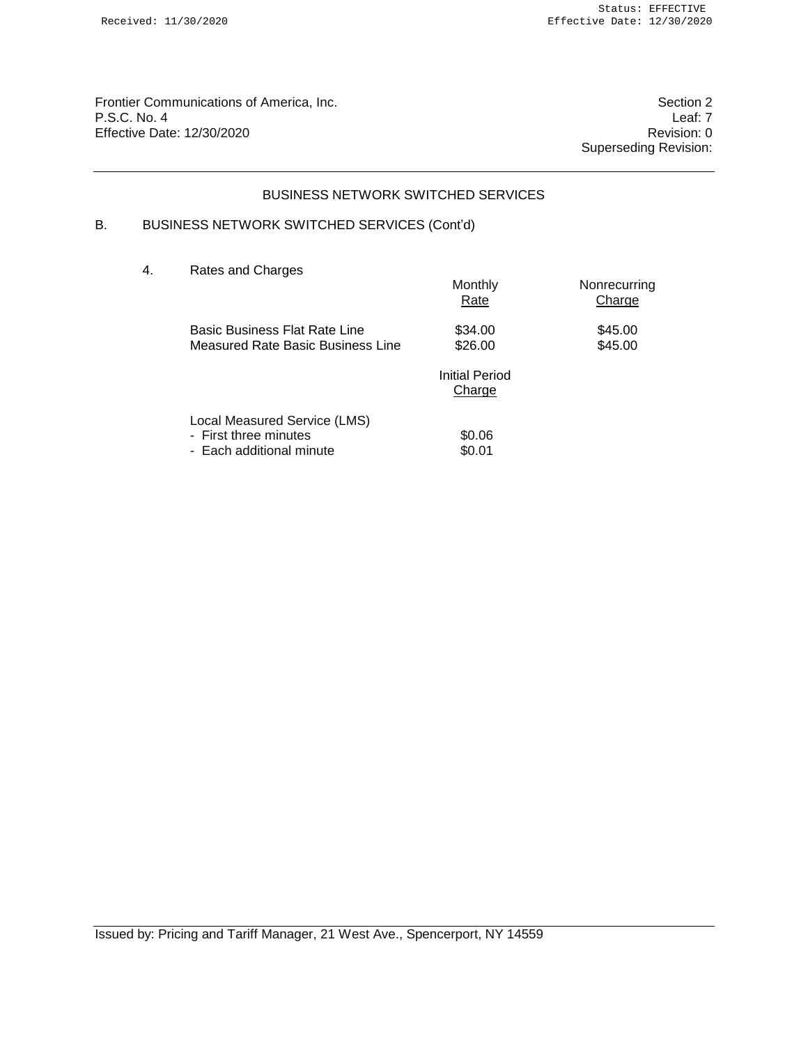Frontier Communications of America, Inc.
P.S.C. No. 4
Effective Date: 12/30/2020

Section 2
Leaf: 7
Revision: 0
Superseding Revision:

## BUSINESS NETWORK SWITCHED SERVICES

### B. BUSINESS NETWORK SWITCHED SERVICES (Cont'd)

4. Rates and Charges

| | Monthly Rate | Nonrecurring Charge |
|---|---|---|
| Basic Business Flat Rate Line | $34.00 | $45.00 |
| Measured Rate Basic Business Line | $26.00 | $45.00 |

| | Initial Period Charge |
|---|---|
| Local Measured Service (LMS) | |
| - First three minutes | $0.06 |
| - Each additional minute | $0.01 |

Issued by: Pricing and Tariff Manager, 21 West Ave., Spencerport, NY 14559